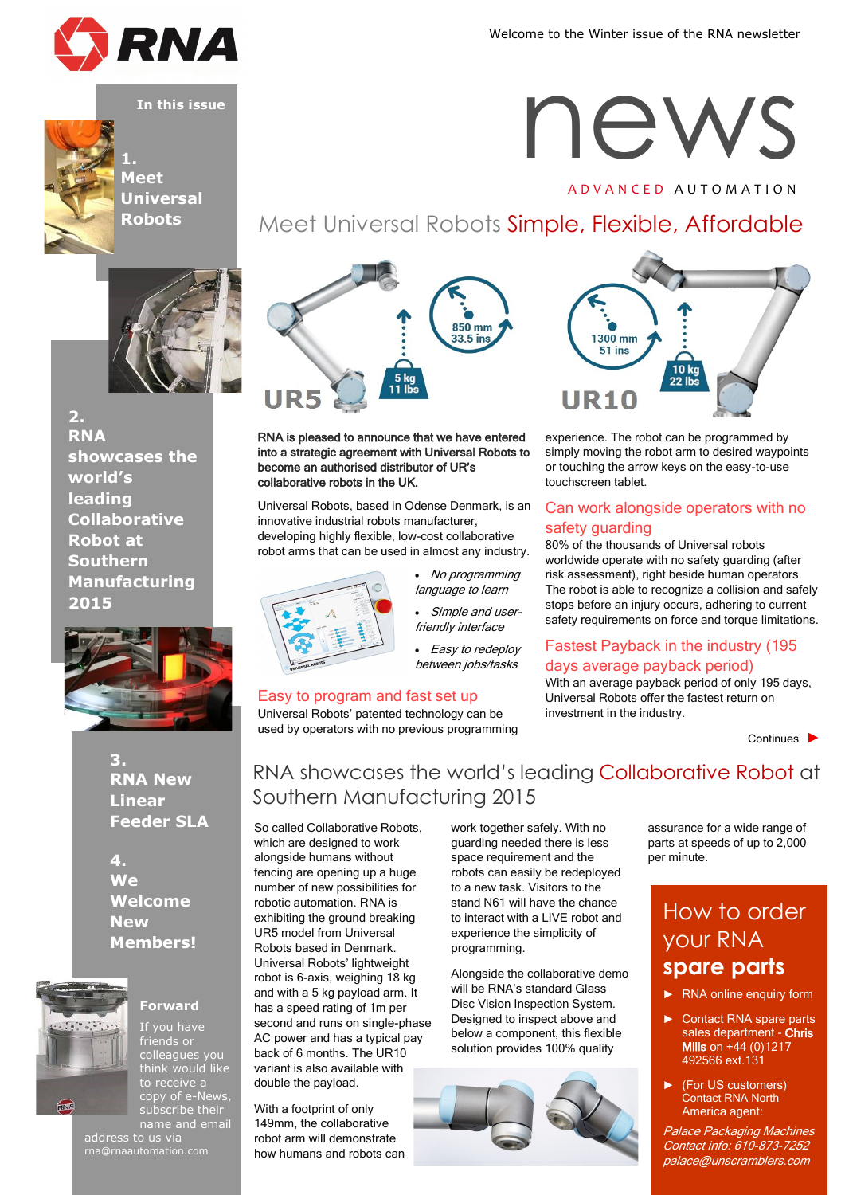RNA

Welcome to the Winter issue of the RNA newsletter

# news

ADVANCED AUTOMATION

**In this issue**

**1. Meet Universal Robots**

**2. RNA showcases the world's leading Collaborative Robot at Southern Manufacturing 2015**

**3. RNA New Linear Feeder SLA**

**4. We Welcome New Members!**

**Forward**

If you have friends or colleagues you think would like to receive a copy of e-News, subscribe their name and email address to us via rna@rnaautomation.com

## Meet Universal Robots Simple, Flexible, Affordable

UR5 — 850 mm 33.5 ins — 5 kg 11 lbs

UR10 — 1300 mm 51 ins — 10 kg 22 lbs

**RNA is pleased to announce that we have entered into a strategic agreement with Universal Robots to become an authorised distributor of UR's collaborative robots in the UK.**

Universal Robots, based in Odense Denmark, is an innovative industrial robots manufacturer, developing highly flexible, low-cost collaborative robot arms that can be used in almost any industry.

- *No programming language to learn*
- *Simple and user-friendly interface*
- *Easy to redeploy between jobs/tasks*

### Easy to program and fast set up

Universal Robots' patented technology can be used by operators with no previous programming experience. The robot can be programmed by simply moving the robot arm to desired waypoints or touching the arrow keys on the easy-to-use touchscreen tablet.

### Can work alongside operators with no safety guarding

80% of the thousands of Universal robots worldwide operate with no safety guarding (after risk assessment), right beside human operators. The robot is able to recognize a collision and safely stops before an injury occurs, adhering to current safety requirements on force and torque limitations.

### Fastest Payback in the industry (195 days average payback period)

With an average payback period of only 195 days, Universal Robots offer the fastest return on investment in the industry.

Continues ►

## RNA showcases the world's leading Collaborative Robot at Southern Manufacturing 2015

So called Collaborative Robots, which are designed to work alongside humans without fencing are opening up a huge number of new possibilities for robotic automation. RNA is exhibiting the ground breaking UR5 model from Universal Robots based in Denmark. Universal Robots' lightweight robot is 6-axis, weighing 18 kg and with a 5 kg payload arm. It has a speed rating of 1m per second and runs on single-phase AC power and has a typical pay back of 6 months. The UR10 variant is also available with double the payload.

With a footprint of only 149mm, the collaborative robot arm will demonstrate how humans and robots can work together safely. With no guarding needed there is less space requirement and the robots can easily be redeployed to a new task. Visitors to the stand N61 will have the chance to interact with a LIVE robot and experience the simplicity of programming.

Alongside the collaborative demo will be RNA's standard Glass Disc Vision Inspection System. Designed to inspect above and below a component, this flexible solution provides 100% quality assurance for a wide range of parts at speeds of up to 2,000 per minute.

## How to order your RNA **spare parts**

- RNA online enquiry form
- Contact RNA spare parts sales department - **Chris Mills** on +44 (0)1217 492566 ext.131
- (For US customers) Contact RNA North America agent:

*Palace Packaging Machines*
*Contact info: 610-873-7252*
*palace@unscramblers.com*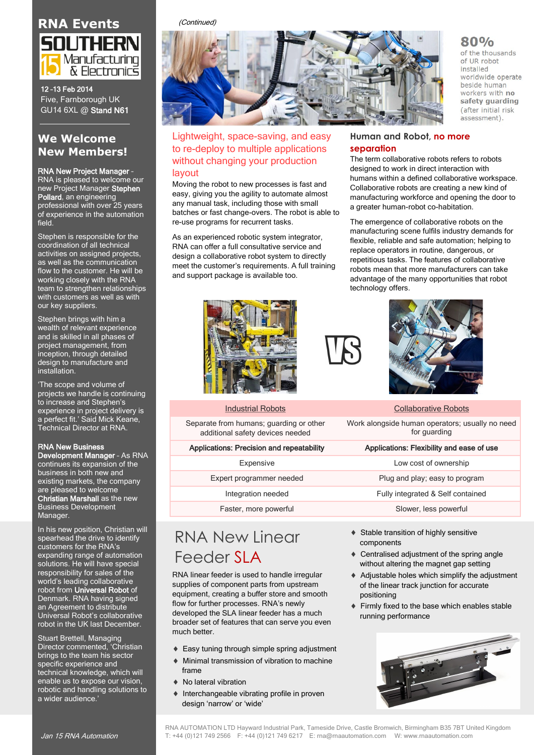# RNA Events

**SOUTHERN 15 Manufacturing & Electronics**

12 -13 Feb 2014
Five, Farnborough UK
GU14 6XL @ **Stand N61**

## We Welcome New Members!

**RNA New Project Manager** - RNA is pleased to welcome our new Project Manager **Stephen Pollard**, an engineering professional with over 25 years of experience in the automation field.

Stephen is responsible for the coordination of all technical activities on assigned projects, as well as the communication flow to the customer. He will be working closely with the RNA team to strengthen relationships with customers as well as with our key suppliers.

Stephen brings with him a wealth of relevant experience and is skilled in all phases of project management, from inception, through detailed design to manufacture and installation.

'The scope and volume of projects we handle is continuing to increase and Stephen's experience in project delivery is a perfect fit.' Said Mick Keane, Technical Director at RNA.

**RNA New Business Development Manager** - As RNA continues its expansion of the business in both new and existing markets, the company are pleased to welcome **Christian Marshall** as the new Business Development Manager.

In his new position, Christian will spearhead the drive to identify customers for the RNA's expanding range of automation solutions. He will have special responsibility for sales of the world's leading collaborative robot from **Universal Robot** of Denmark. RNA having signed an Agreement to distribute Universal Robot's collaborative robot in the UK last December.

Stuart Brettell, Managing Director commented, 'Christian brings to the team his sector specific experience and technical knowledge, which will enable us to expose our vision, robotic and handling solutions to a wider audience.'

*(Continued)*

**80%** of the thousands of UR robot installed worldwide operate beside human workers with **no safety guarding** (after initial risk assessment).

### Lightweight, space-saving, and easy to re-deploy to multiple applications without changing your production layout

Moving the robot to new processes is fast and easy, giving you the agility to automate almost any manual task, including those with small batches or fast change-overs. The robot is able to re-use programs for recurrent tasks.

As an experienced robotic system integrator, RNA can offer a full consultative service and design a collaborative robot system to directly meet the customer's requirements. A full training and support package is available too.

### Human and Robot, no more separation

The term collaborative robots refers to robots designed to work in direct interaction with humans within a defined collaborative workspace. Collaborative robots are creating a new kind of manufacturing workforce and opening the door to a greater human-robot co-habitation.

The emergence of collaborative robots on the manufacturing scene fulfils industry demands for flexible, reliable and safe automation; helping to replace operators in routine, dangerous, or repetitious tasks. The features of collaborative robots mean that more manufacturers can take advantage of the many opportunities that robot technology offers.

VS

| Industrial Robots | Collaborative Robots |
|---|---|
| Separate from humans; guarding or other additional safety devices needed | Work alongside human operators; usually no need for guarding |
| **Applications: Precision and repeatability** | **Applications: Flexibility and ease of use** |
| Expensive | Low cost of ownership |
| Expert programmer needed | Plug and play; easy to program |
| Integration needed | Fully integrated & Self contained |
| Faster, more powerful | Slower, less powerful |

## RNA New Linear Feeder SLA

RNA linear feeder is used to handle irregular supplies of component parts from upstream equipment, creating a buffer store and smooth flow for further processes. RNA's newly developed the SLA linear feeder has a much broader set of features that can serve you even much better.

- Easy tuning through simple spring adjustment
- Minimal transmission of vibration to machine frame
- No lateral vibration
- Interchangeable vibrating profile in proven design 'narrow' or 'wide'
- Stable transition of highly sensitive components
- Centralised adjustment of the spring angle without altering the magnet gap setting
- Adjustable holes which simplify the adjustment of the linear track junction for accurate positioning
- Firmly fixed to the base which enables stable running performance

*Jan 15 RNA Automation*

RNA AUTOMATION LTD Hayward Industrial Park, Tameside Drive, Castle Bromwich, Birmingham B35 7BT United Kingdom
T: +44 (0)121 749 2566 F: +44 (0)121 749 6217 E: rna@rnaautomation.com W: www.rnaautomation.com